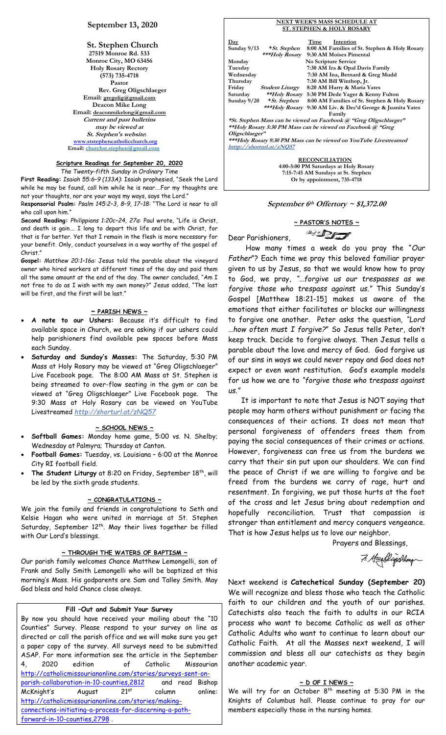# September 13, 2020

**St. Stephen Church**
27519 Monroe Rd. 533
Monroe City, MO 63456
Holy Rosary Rectory
(573) 735-4718
Pastor
Rev. Greg Oligschlaeger
Email: gregolig@gmail.com
Deacon Mike Long
Email: deaconmikelong@gmail.com
*Current and past bulletins may be viewed at St. Stephen's website:*
www.ststephencatholicchurch.org
Email: churchst.stephen@gmail.com

## Scripture Readings for September 20, 2020

*The Twenty-fifth Sunday in Ordinary Time*

**First Reading:** *Isaiah 55:6–9 (133A)*: Isaiah prophesied, "Seek the Lord while he may be found, call him while he is near….For my thoughts are not your thoughts, nor are your ways my ways, says the Lord."

**Responsorial Psalm:** *Psalm 145:2–3, 8–9, 17–18:* "The Lord is near to all who call upon him."

**Second Reading:** *Philippians 1:20c–24, 27a*: Paul wrote, "Life is Christ, and death is gain…. I long to depart this life and be with Christ, for that is far better. Yet that I remain in the flesh is more necessary for your benefit. Only, conduct yourselves in a way worthy of the gospel of Christ."

**Gospel:** *Matthew 20:1–16a*: Jesus told the parable about the vineyard owner who hired workers at different times of the day and paid them all the same amount at the end of the day. The owner concluded, "Am I not free to do as I wish with my own money?" Jesus added, "The last will be first, and the first will be last."

## ~ PARISH NEWS ~

- **A note to our Ushers:** Because it's difficult to find available space in Church, we are asking if our ushers could help parishioners find available pew spaces before Mass each Sunday.
- **Saturday and Sunday's Masses:** The Saturday, 5:30 PM Mass at Holy Rosary may be viewed at "Greg Oligschlaeger" Live Facebook page. The 8:00 AM Mass at St. Stephen is being streamed to over-flow seating in the gym or can be viewed at "Greg Oligschlaeger" Live Facebook page. The 9:30 Mass at Holy Rosary can be viewed on YouTube Livestreamed *http://shorturl.at/zNQ57*

## ~ SCHOOL NEWS ~

- **Softball Games:** Monday home game, 5:00 vs. N. Shelby; Wednesday at Palmyra; Thursday at Canton.
- **Football Games:** Tuesday, vs. Louisiana – 6:00 at the Monroe City RI football field.
- **The Student Liturgy** at 8:20 on Friday, September 18th, will be led by the sixth grade students.

## ~ CONGRATULATIONS ~

We join the family and friends in congratulations to Seth and Kelsie Hagan who were united in marriage at St. Stephen Saturday, September 12th. May their lives together be filled with Our Lord's blessings.

## ~ THROUGH THE WATERS OF BAPTISM ~

Our parish family welcomes Chance Matthew Lemongelli, son of Frank and Sally Smith Lemongelli who will be baptized at this morning's Mass. His godparents are Sam and Talley Smith. May God bless and hold Chance close always.

### Fill –Out and Submit Your Survey

By now you should have received your mailing about the "10 Counties" Survey. Please respond to your survey on line as directed or call the parish office and we will make sure you get a paper copy of the survey. All surveys need to be submitted ASAP. For more information see the article in the September 4, 2020 edition of Catholic Missourian http://catholicmissourianonline.com/stories/surveys-sent-on-parish-collaboration-in-10-counties,2812 and read Bishop McKnight's August 21st column online: http://catholicmissourianonline.com/stories/making-connections-initiating-a-process-for-discerning-a-path-forward-in-10-counties,2798 .

## NEXT WEEK'S MASS SCHEDULE AT ST. STEPHEN & HOLY ROSARY

| Day | | Time | Intention |
|---|---|---|---|
| Sunday 9/13 | *St. Stephen* | 8:00 AM | Families of St. Stephen & Holy Rosary |
| | ****Holy Rosary* | 9:30 AM | Moises Pimental |
| Monday | | | No Scripture Service |
| Tuesday | | 7:30 AM | Ira & Opal Davis Family |
| Wednesday | | 7:30 AM | Ina, Bernard & Greg Mudd |
| Thursday | | 7:30 AM | Bill Winthop, Jr. |
| Friday | *Student Liturgy* | 8:20 AM | Harry & Maria Yates |
| Saturday | ***Holy Rosary* | 5:30 PM | Dede Yager & Kenny Fulton |
| Sunday 9/20 | *St. Stephen* | 8:00 AM | Families of St. Stephen & Holy Rosary |
| | ****Holy Rosary* | 9:30 AM | Liv. & Dec'd George & Juanita Yates Family |

*\*St. Stephen Mass can be viewed on Facebook @ "Greg Oligschlaeger"*
*\*\*Holy Rosary 5:30 PM Mass can be viewed on Facebook @ "Greg Oligschlaeger"*
*\*\*\*Holy Rosary 9:30 AM Mass can be viewed on YouTube Livestreamed http://shorturl.at/zNQ57*

**RECONCILIATION**
4:00-5:00 PM Saturdays at Holy Rosary
7:15-7:45 AM Sundays at St. Stephen
Or by appointment, 735-4718

***September 6th Offertory ~ $1,372.00***

## ~ PASTOR'S NOTES ~

Dear Parishioners,

How many times a week do you pray the "*Our Father*"? Each time we pray this beloved familiar prayer given to us by Jesus, so that we would know how to pray to God, we pray, "*…forgive us our trespasses as we forgive those who trespass against us.*" This Sunday's Gospel [Matthew 18:21-15] makes us aware of the emotions that either facilitates or blocks our willingness to forgive one another. Peter asks the question, "*Lord …how often must I forgive?*" So Jesus tells Peter, don't keep track. Decide to forgive always. Then Jesus tells a parable about the love and mercy of God. God forgive us of our sins in ways we could never repay and God does not expect or even want restitution. God's example models for us how we are to "*forgive those who trespass against us.*"

It is important to note that Jesus is NOT saying that people may harm others without punishment or facing the consequences of their actions. It does not mean that personal forgiveness of offenders frees them from paying the social consequences of their crimes or actions. However, forgiveness can free us from the burdens we carry that their sin put upon our shoulders. We can find the peace of Christ if we are willing to forgive and be freed from the burdens we carry of rage, hurt and resentment. In forgiving, we put those hurts at the foot of the cross and let Jesus bring about redemption and hopefully reconciliation. Trust that compassion is stronger than entitlement and mercy conquers vengeance. That is how Jesus helps us to love our neighbor.

Prayers and Blessings,

Next weekend is **Catechetical Sunday (September 20)** We will recognize and bless those who teach the Catholic faith to our children and the youth of our parishes. Catechists also teach the faith to adults in our RCIA process who want to become Catholic as well as other Catholic Adults who want to continue to learn about our Catholic Faith. At all the Masses next weekend, I will commission and bless all our catechists as they begin another academic year.

## ~ D OF I NEWS ~

We will try for an October 8th meeting at 5:30 PM in the Knights of Columbus hall. Please continue to pray for our members especially those in the nursing homes.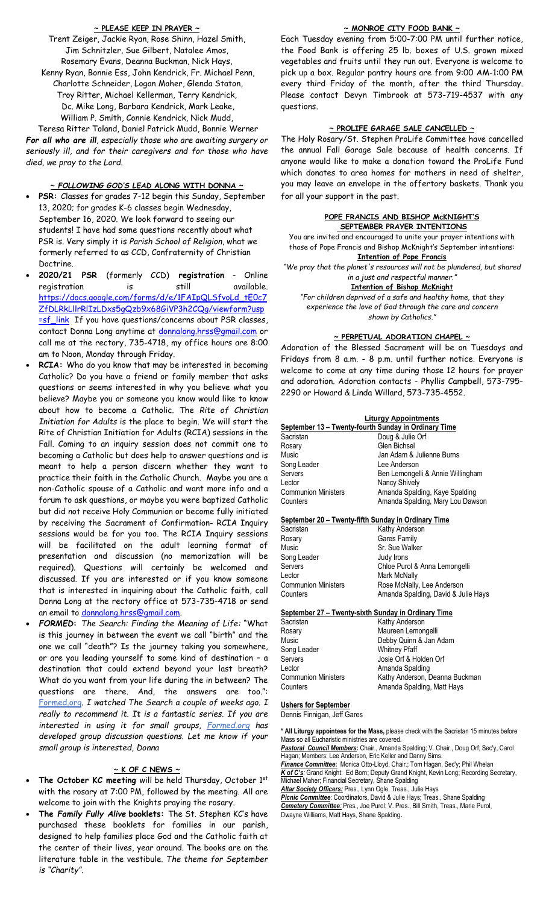## ~ PLEASE KEEP IN PRAYER ~

Trent Zeiger, Jackie Ryan, Rose Shinn, Hazel Smith, Jim Schnitzler, Sue Gilbert, Natalee Amos, Rosemary Evans, Deanna Buckman, Nick Hays, Kenny Ryan, Bonnie Ess, John Kendrick, Fr. Michael Penn, Charlotte Schneider, Logan Maher, Glenda Staton, Troy Ritter, Michael Kellerman, Terry Kendrick, Dc. Mike Long, Barbara Kendrick, Mark Leake, William P. Smith, Connie Kendrick, Nick Mudd, Teresa Ritter Toland, Daniel Patrick Mudd, Bonnie Werner

***For all who are ill**, especially those who are awaiting surgery or seriously ill, and for their caregivers and for those who have died, we pray to the Lord.*

## ~ FOLLOWING GOD'S LEAD ALONG WITH DONNA ~

- **PSR:** Classes for grades 7-12 begin this Sunday, September 13, 2020; for grades K-6 classes begin Wednesday, September 16, 2020. We look forward to seeing our students! I have had some questions recently about what PSR is. Very simply it is *Parish School of Religion*, what we formerly referred to as CCD, Confraternity of Christian Doctrine.
- **2020/21 PSR** (formerly CCD) **registration** - Online registration is still available. https://docs.google.com/forms/d/e/1FAIpQLSfvoLd_tE0c7ZfDLRkLlIrRlIzLDxs5gQzb9x68GiVP3h2CQg/viewform?usp=sf_link If you have questions/concerns about PSR classes, contact Donna Long anytime at donnalong.hrss@gmail.com or call me at the rectory, 735-4718, my office hours are 8:00 am to Noon, Monday through Friday.
- **RCIA:** Who do you know that may be interested in becoming Catholic? Do you have a friend or family member that asks questions or seems interested in why you believe what you believe? Maybe you or someone you know would like to know about how to become a Catholic. The *Rite of Christian Initiation for Adults* is the place to begin. We will start the Rite of Christian Initiation for Adults (RCIA) sessions in the Fall. Coming to an inquiry session does not commit one to becoming a Catholic but does help to answer questions and is meant to help a person discern whether they want to practice their faith in the Catholic Church. Maybe you are a non-Catholic spouse of a Catholic and want more info and a forum to ask questions, or maybe you were baptized Catholic but did not receive Holy Communion or become fully initiated by receiving the Sacrament of Confirmation- RCIA Inquiry sessions would be for you too. The RCIA Inquiry sessions will be facilitated on the adult learning format of presentation and discussion (no memorization will be required). Questions will certainly be welcomed and discussed. If you are interested or if you know someone that is interested in inquiring about the Catholic faith, call Donna Long at the rectory office at 573-735-4718 or send an email to donnalong.hrss@gmail.com.
- ***FORMED:*** *The Search: Finding the Meaning of Life:* "What is this journey in between the event we call "birth" and the one we call "death"? Is the journey taking you somewhere, or are you leading yourself to some kind of destination – a destination that could extend beyond your last breath? What do you want from your life during the in between? The questions are there. And, the answers are too.": Formed.org. *I watched The Search a couple of weeks ago. I really to recommend it. It is a fantastic series. If you are interested in using it for small groups, Formed.org has developed group discussion questions. Let me know if your small group is interested, Donna*

## ~ K OF C NEWS ~

- **The October KC meeting** will be held Thursday, October 1st with the rosary at 7:00 PM, followed by the meeting. All are welcome to join with the Knights praying the rosary.
- **The *Family Fully Alive* booklets:** The St. Stephen KC's have purchased these booklets for families in our parish, designed to help families place God and the Catholic faith at the center of their lives, year around. The books are on the literature table in the vestibule. *The theme for September is "Charity".*

## ~ MONROE CITY FOOD BANK ~

Each Tuesday evening from 5:00-7:00 PM until further notice, the Food Bank is offering 25 lb. boxes of U.S. grown mixed vegetables and fruits until they run out. Everyone is welcome to pick up a box. Regular pantry hours are from 9:00 AM-1:00 PM every third Friday of the month, after the third Thursday. Please contact Devyn Timbrook at 573-719-4537 with any questions.

## ~ PROLIFE GARAGE SALE CANCELLED ~

The Holy Rosary/St. Stephen ProLife Committee have cancelled the annual Fall Garage Sale because of health concerns. If anyone would like to make a donation toward the ProLife Fund which donates to area homes for mothers in need of shelter, you may leave an envelope in the offertory baskets. Thank you for all your support in the past.

## POPE FRANCIS AND BISHOP McKNIGHT'S SEPTEMBER PRAYER INTENTIONS

You are invited and encouraged to unite your prayer intentions with those of Pope Francis and Bishop McKnight's September intentions:

**Intention of Pope Francis**

*"We pray that the planet's resources will not be plundered, but shared in a just and respectful manner."*

**Intention of Bishop McKnight**

*"For children deprived of a safe and healthy home, that they experience the love of God through the care and concern shown by Catholics."*

## ~ PERPETUAL ADORATION CHAPEL ~

Adoration of the Blessed Sacrament will be on Tuesdays and Fridays from 8 a.m. - 8 p.m. until further notice. Everyone is welcome to come at any time during those 12 hours for prayer and adoration. Adoration contacts - Phyllis Campbell, 573-795-2290 or Howard & Linda Willard, 573-735-4552.

## Liturgy Appointments

**September 13 – Twenty-fourth Sunday in Ordinary Time**

| | |
|---|---|
| Sacristan | Doug & Julie Orf |
| Rosary | Glen Bichsel |
| Music | Jan Adam & Julienne Burns |
| Song Leader | Lee Anderson |
| Servers | Ben Lemongelli & Annie Willingham |
| Lector | Nancy Shively |
| Communion Ministers | Amanda Spalding, Kaye Spalding |
| Counters | Amanda Spalding, Mary Lou Dawson |

**September 20 – Twenty-fifth Sunday in Ordinary Time**

| | |
|---|---|
| Sacristan | Kathy Anderson |
| Rosary | Gares Family |
| Music | Sr. Sue Walker |
| Song Leader | Judy Irons |
| Servers | Chloe Purol & Anna Lemongelli |
| Lector | Mark McNally |
| Communion Ministers | Rose McNally, Lee Anderson |
| Counters | Amanda Spalding, David & Julie Hays |

**September 27 – Twenty-sixth Sunday in Ordinary Time**

| | |
|---|---|
| Sacristan | Kathy Anderson |
| Rosary | Maureen Lemongelli |
| Music | Debby Quinn & Jan Adam |
| Song Leader | Whitney Pfaff |
| Servers | Josie Orf & Holden Orf |
| Lector | Amanda Spalding |
| Communion Ministers | Kathy Anderson, Deanna Buckman |
| Counters | Amanda Spalding, Matt Hays |

**Ushers for September**

Dennis Finnigan, Jeff Gares

**\* All Liturgy appointees for the Mass,** please check with the Sacristan 15 minutes before Mass so all Eucharistic ministries are covered.

***Pastoral Council Members*:** Chair., Amanda Spalding; V. Chair., Doug Orf; Sec'y, Carol Hagan; Members: Lee Anderson, Eric Keller and Danny Sims.

***Finance Committee*:** Monica Otto-Lloyd, Chair.; Tom Hagan, Sec'y; Phil Whelan

***K of C's:*** Grand Knight: Ed Born; Deputy Grand Knight, Kevin Long; Recording Secretary, Michael Maher; Financial Secretary, Shane Spalding

***Altar Society Officers:*** Pres., Lynn Ogle, Treas., Julie Hays

***Picnic Committee:*** Coordinators, David & Julie Hays; Treas., Shane Spalding

***Cemetery Committee:*** Pres., Joe Purol; V. Pres., Bill Smith, Treas., Marie Purol, Dwayne Williams, Matt Hays, Shane Spalding.